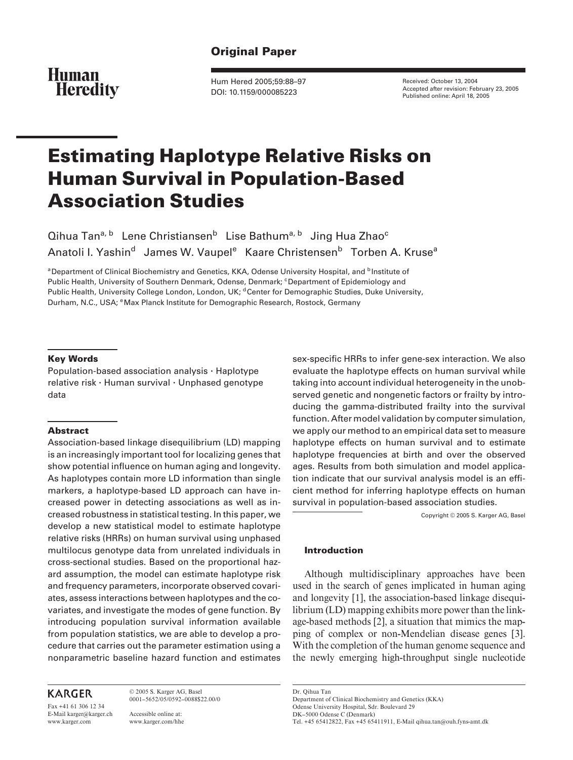Original Paper

Received: October 13, 2004
Accepted after revision: February 23, 2005
Published online: April 18, 2005

# Estimating Haplotype Relative Risks on Human Survival in Population-Based Association Studies

Qihua Tan[a, b] Lene Christiansen[b] Lise Bathum[a, b] Jing Hua Zhao[c] Anatoli I. Yashin[d] James W. Vaupel[e] Kaare Christensen[b] Torben A. Kruse[a]

[a]Department of Clinical Biochemistry and Genetics, KKA, Odense University Hospital, and [b]Institute of Public Health, University of Southern Denmark, Odense, Denmark; [c]Department of Epidemiology and Public Health, University College London, London, UK; [d]Center for Demographic Studies, Duke University, Durham, N.C., USA; [e]Max Planck Institute for Demographic Research, Rostock, Germany

## Key Words

Population-based association analysis · Haplotype relative risk · Human survival · Unphased genotype data

## Abstract

Association-based linkage disequilibrium (LD) mapping is an increasingly important tool for localizing genes that show potential influence on human aging and longevity. As haplotypes contain more LD information than single markers, a haplotype-based LD approach can have increased power in detecting associations as well as increased robustness in statistical testing. In this paper, we develop a new statistical model to estimate haplotype relative risks (HRRs) on human survival using unphased multilocus genotype data from unrelated individuals in cross-sectional studies. Based on the proportional hazard assumption, the model can estimate haplotype risk and frequency parameters, incorporate observed covariates, assess interactions between haplotypes and the covariates, and investigate the modes of gene function. By introducing population survival information available from population statistics, we are able to develop a procedure that carries out the parameter estimation using a nonparametric baseline hazard function and estimates sex-specific HRRs to infer gene-sex interaction. We also evaluate the haplotype effects on human survival while taking into account individual heterogeneity in the unobserved genetic and nongenetic factors or frailty by introducing the gamma-distributed frailty into the survival function. After model validation by computer simulation, we apply our method to an empirical data set to measure haplotype effects on human survival and to estimate haplotype frequencies at birth and over the observed ages. Results from both simulation and model application indicate that our survival analysis model is an efficient method for inferring haplotype effects on human survival in population-based association studies.

Copyright © 2005 S. Karger AG, Basel

## Introduction

Although multidisciplinary approaches have been used in the search of genes implicated in human aging and longevity [1], the association-based linkage disequilibrium (LD) mapping exhibits more power than the linkage-based methods [2], a situation that mimics the mapping of complex or non-Mendelian disease genes [3]. With the completion of the human genome sequence and the newly emerging high-throughput single nucleotide

Dr. Qihua Tan
Department of Clinical Biochemistry and Genetics (KKA)
Odense University Hospital, Sdr. Boulevard 29
DK–5000 Odense C (Denmark)
Tel. +45 65412822, Fax +45 65411911, E-Mail qihua.tan@ouh.fyns-amt.dk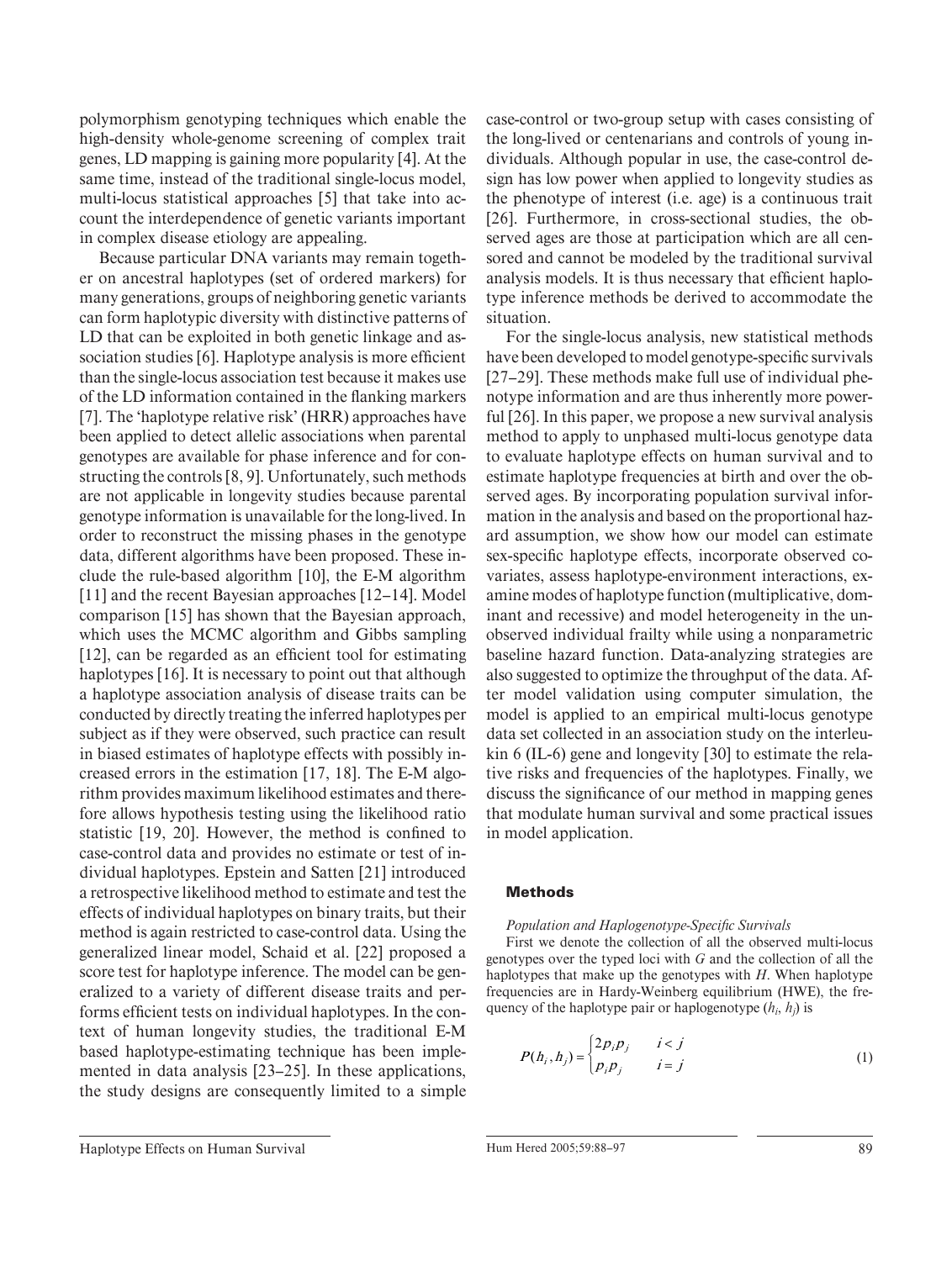polymorphism genotyping techniques which enable the high-density whole-genome screening of complex trait genes, LD mapping is gaining more popularity [4]. At the same time, instead of the traditional single-locus model, multi-locus statistical approaches [5] that take into account the interdependence of genetic variants important in complex disease etiology are appealing.

Because particular DNA variants may remain together on ancestral haplotypes (set of ordered markers) for many generations, groups of neighboring genetic variants can form haplotypic diversity with distinctive patterns of LD that can be exploited in both genetic linkage and association studies [6]. Haplotype analysis is more efficient than the single-locus association test because it makes use of the LD information contained in the flanking markers [7]. The 'haplotype relative risk' (HRR) approaches have been applied to detect allelic associations when parental genotypes are available for phase inference and for constructing the controls [8, 9]. Unfortunately, such methods are not applicable in longevity studies because parental genotype information is unavailable for the long-lived. In order to reconstruct the missing phases in the genotype data, different algorithms have been proposed. These include the rule-based algorithm [10], the E-M algorithm [11] and the recent Bayesian approaches [12–14]. Model comparison [15] has shown that the Bayesian approach, which uses the MCMC algorithm and Gibbs sampling [12], can be regarded as an efficient tool for estimating haplotypes [16]. It is necessary to point out that although a haplotype association analysis of disease traits can be conducted by directly treating the inferred haplotypes per subject as if they were observed, such practice can result in biased estimates of haplotype effects with possibly increased errors in the estimation [17, 18]. The E-M algorithm provides maximum likelihood estimates and therefore allows hypothesis testing using the likelihood ratio statistic [19, 20]. However, the method is confined to case-control data and provides no estimate or test of individual haplotypes. Epstein and Satten [21] introduced a retrospective likelihood method to estimate and test the effects of individual haplotypes on binary traits, but their method is again restricted to case-control data. Using the generalized linear model, Schaid et al. [22] proposed a score test for haplotype inference. The model can be generalized to a variety of different disease traits and performs efficient tests on individual haplotypes. In the context of human longevity studies, the traditional E-M based haplotype-estimating technique has been implemented in data analysis [23–25]. In these applications, the study designs are consequently limited to a simple case-control or two-group setup with cases consisting of the long-lived or centenarians and controls of young individuals. Although popular in use, the case-control design has low power when applied to longevity studies as the phenotype of interest (i.e. age) is a continuous trait [26]. Furthermore, in cross-sectional studies, the observed ages are those at participation which are all censored and cannot be modeled by the traditional survival analysis models. It is thus necessary that efficient haplotype inference methods be derived to accommodate the situation.

For the single-locus analysis, new statistical methods have been developed to model genotype-specific survivals [27–29]. These methods make full use of individual phenotype information and are thus inherently more powerful [26]. In this paper, we propose a new survival analysis method to apply to unphased multi-locus genotype data to evaluate haplotype effects on human survival and to estimate haplotype frequencies at birth and over the observed ages. By incorporating population survival information in the analysis and based on the proportional hazard assumption, we show how our model can estimate sex-specific haplotype effects, incorporate observed covariates, assess haplotype-environment interactions, examine modes of haplotype function (multiplicative, dominant and recessive) and model heterogeneity in the unobserved individual frailty while using a nonparametric baseline hazard function. Data-analyzing strategies are also suggested to optimize the throughput of the data. After model validation using computer simulation, the model is applied to an empirical multi-locus genotype data set collected in an association study on the interleukin 6 (IL-6) gene and longevity [30] to estimate the relative risks and frequencies of the haplotypes. Finally, we discuss the significance of our method in mapping genes that modulate human survival and some practical issues in model application.

## Methods

### *Population and Haplogenotype-Specific Survivals*

First we denote the collection of all the observed multi-locus genotypes over the typed loci with $G$ and the collection of all the haplotypes that make up the genotypes with $H$. When haplotype frequencies are in Hardy-Weinberg equilibrium (HWE), the frequency of the haplotype pair or haplogenotype ($h_i$, $h_j$) is

$$P(h_i, h_j) = \begin{cases} 2p_i p_j & i < j \\ p_i p_j & i = j \end{cases} \tag{1}$$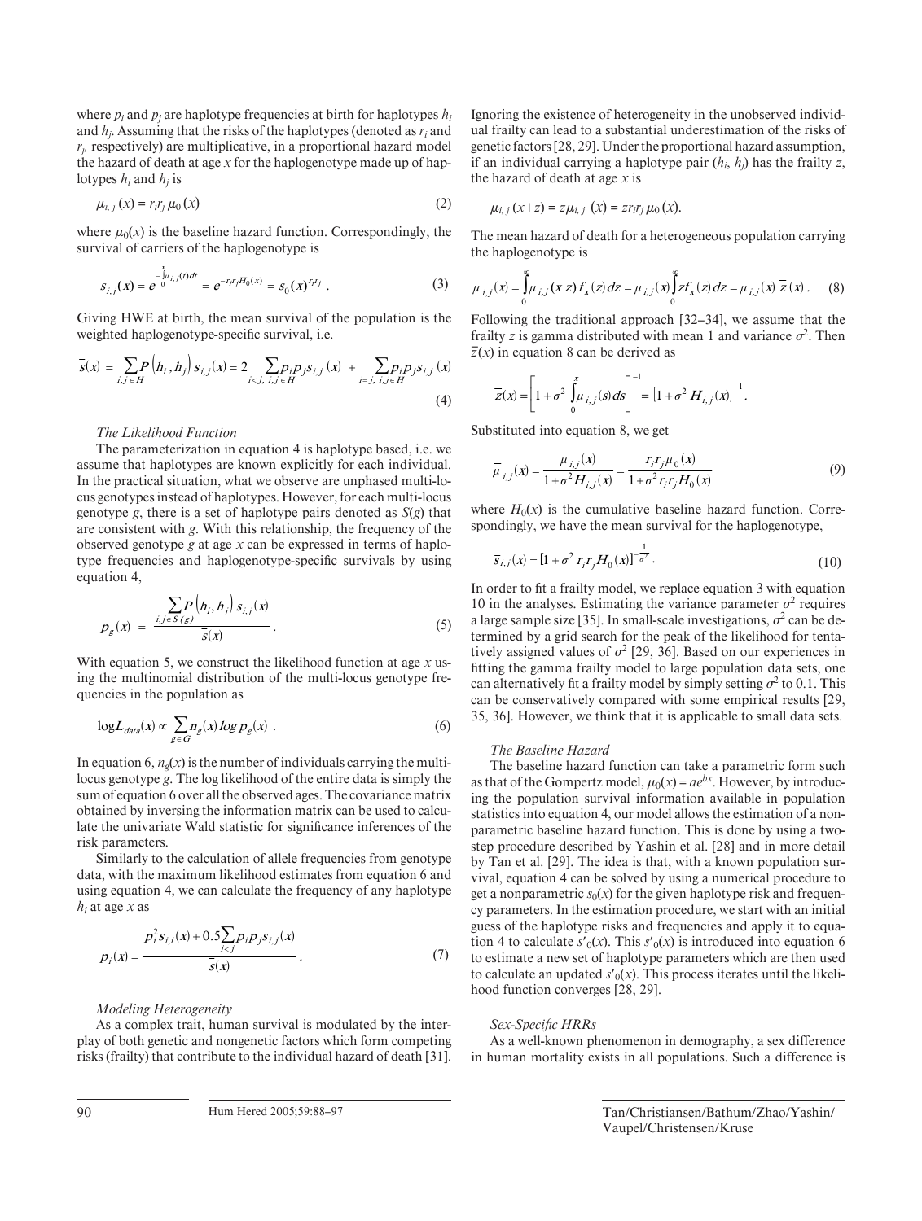where $p_i$ and $p_j$ are haplotype frequencies at birth for haplotypes $h_i$ and $h_j$. Assuming that the risks of the haplotypes (denoted as $r_i$ and $r_j$, respectively) are multiplicative, in a proportional hazard model the hazard of death at age $x$ for the haplogenotype made up of haplotypes $h_i$ and $h_j$ is

$$\mu_{i,j}(x) = r_i r_j \mu_0(x) \tag{2}$$

where $\mu_0(x)$ is the baseline hazard function. Correspondingly, the survival of carriers of the haplogenotype is

$$s_{i,j}(x) = e^{-\int_0^x \mu_{i,j}(t)dt} = e^{-r_i r_j H_0(x)} = s_0(x)^{r_i r_j} . \tag{3}$$

Giving HWE at birth, the mean survival of the population is the weighted haplogenotype-specific survival, i.e.

$$\bar{s}(x) = \sum_{i,j \in H} P(h_i, h_j)\, s_{i,j}(x) = 2 \sum_{i<j,\ i,j \in H} p_i p_j s_{i,j}(x) + \sum_{i=j,\ i,j \in H} p_i p_j s_{i,j}(x) \tag{4}$$

*The Likelihood Function*

The parameterization in equation 4 is haplotype based, i.e. we assume that haplotypes are known explicitly for each individual. In the practical situation, what we observe are unphased multi-locus genotypes instead of haplotypes. However, for each multi-locus genotype $g$, there is a set of haplotype pairs denoted as $S(g)$ that are consistent with $g$. With this relationship, the frequency of the observed genotype $g$ at age $x$ can be expressed in terms of haplotype frequencies and haplogenotype-specific survivals by using equation 4,

$$p_g(x) = \frac{\sum_{i,j \in S(g)} P(h_i, h_j)\, s_{i,j}(x)}{\bar{s}(x)} . \tag{5}$$

With equation 5, we construct the likelihood function at age $x$ using the multinomial distribution of the multi-locus genotype frequencies in the population as

$$\log L_{data}(x) \propto \sum_{g \in G} n_g(x) \log p_g(x) . \tag{6}$$

In equation 6, $n_g(x)$ is the number of individuals carrying the multi-locus genotype $g$. The log likelihood of the entire data is simply the sum of equation 6 over all the observed ages. The covariance matrix obtained by inversing the information matrix can be used to calculate the univariate Wald statistic for significance inferences of the risk parameters.

Similarly to the calculation of allele frequencies from genotype data, with the maximum likelihood estimates from equation 6 and using equation 4, we can calculate the frequency of any haplotype $h_i$ at age $x$ as

$$p_i(x) = \frac{p_i^2 s_{i,i}(x) + 0.5 \sum_{i<j} p_i p_j s_{i,j}(x)}{\bar{s}(x)} . \tag{7}$$

*Modeling Heterogeneity*

As a complex trait, human survival is modulated by the interplay of both genetic and nongenetic factors which form competing risks (frailty) that contribute to the individual hazard of death [31]. Ignoring the existence of heterogeneity in the unobserved individual frailty can lead to a substantial underestimation of the risks of genetic factors [28, 29]. Under the proportional hazard assumption, if an individual carrying a haplotype pair ($h_i$, $h_j$) has the frailty $z$, the hazard of death at age $x$ is

$$\mu_{i,j}(x \mid z) = z\mu_{i,j}(x) = z r_i r_j \mu_0(x).$$

The mean hazard of death for a heterogeneous population carrying the haplogenotype is

$$\bar{\mu}_{i,j}(x) = \int_0^\infty \mu_{i,j}(x|z) f_x(z)\, dz = \mu_{i,j}(x) \int_0^\infty z f_x(z)\, dz = \mu_{i,j}(x)\, \bar{z}(x) . \tag{8}$$

Following the traditional approach [32–34], we assume that the frailty $z$ is gamma distributed with mean 1 and variance $\sigma^2$. Then $\bar{z}(x)$ in equation 8 can be derived as

$$\bar{z}(x) = \left[1 + \sigma^2 \int_0^x \mu_{i,j}(s)\, ds\right]^{-1} = \left[1 + \sigma^2 H_{i,j}(x)\right]^{-1} .$$

Substituted into equation 8, we get

$$\bar{\mu}_{i,j}(x) = \frac{\mu_{i,j}(x)}{1 + \sigma^2 H_{i,j}(x)} = \frac{r_i r_j \mu_0(x)}{1 + \sigma^2 r_i r_j H_0(x)} \tag{9}$$

where $H_0(x)$ is the cumulative baseline hazard function. Correspondingly, we have the mean survival for the haplogenotype,

$$\bar{s}_{i,j}(x) = [1 + \sigma^2 r_i r_j H_0(x)]^{-\frac{1}{\sigma^2}} . \tag{10}$$

In order to fit a frailty model, we replace equation 3 with equation 10 in the analyses. Estimating the variance parameter $\sigma^2$ requires a large sample size [35]. In small-scale investigations, $\sigma^2$ can be determined by a grid search for the peak of the likelihood for tentatively assigned values of $\sigma^2$ [29, 36]. Based on our experiences in fitting the gamma frailty model to large population data sets, one can alternatively fit a frailty model by simply setting $\sigma^2$ to 0.1. This can be conservatively compared with some empirical results [29, 35, 36]. However, we think that it is applicable to small data sets.

*The Baseline Hazard*

The baseline hazard function can take a parametric form such as that of the Gompertz model, $\mu_0(x) = ae^{bx}$. However, by introducing the population survival information available in population statistics into equation 4, our model allows the estimation of a nonparametric baseline hazard function. This is done by using a two-step procedure described by Yashin et al. [28] and in more detail by Tan et al. [29]. The idea is that, with a known population survival, equation 4 can be solved by using a numerical procedure to get a nonparametric $s_0(x)$ for the given haplotype risk and frequency parameters. In the estimation procedure, we start with an initial guess of the haplotype risks and frequencies and apply it to equation 4 to calculate $s'_0(x)$. This $s'_0(x)$ is introduced into equation 6 to estimate a new set of haplotype parameters which are then used to calculate an updated $s'_0(x)$. This process iterates until the likelihood function converges [28, 29].

*Sex-Specific HRRs*

As a well-known phenomenon in demography, a sex difference in human mortality exists in all populations. Such a difference is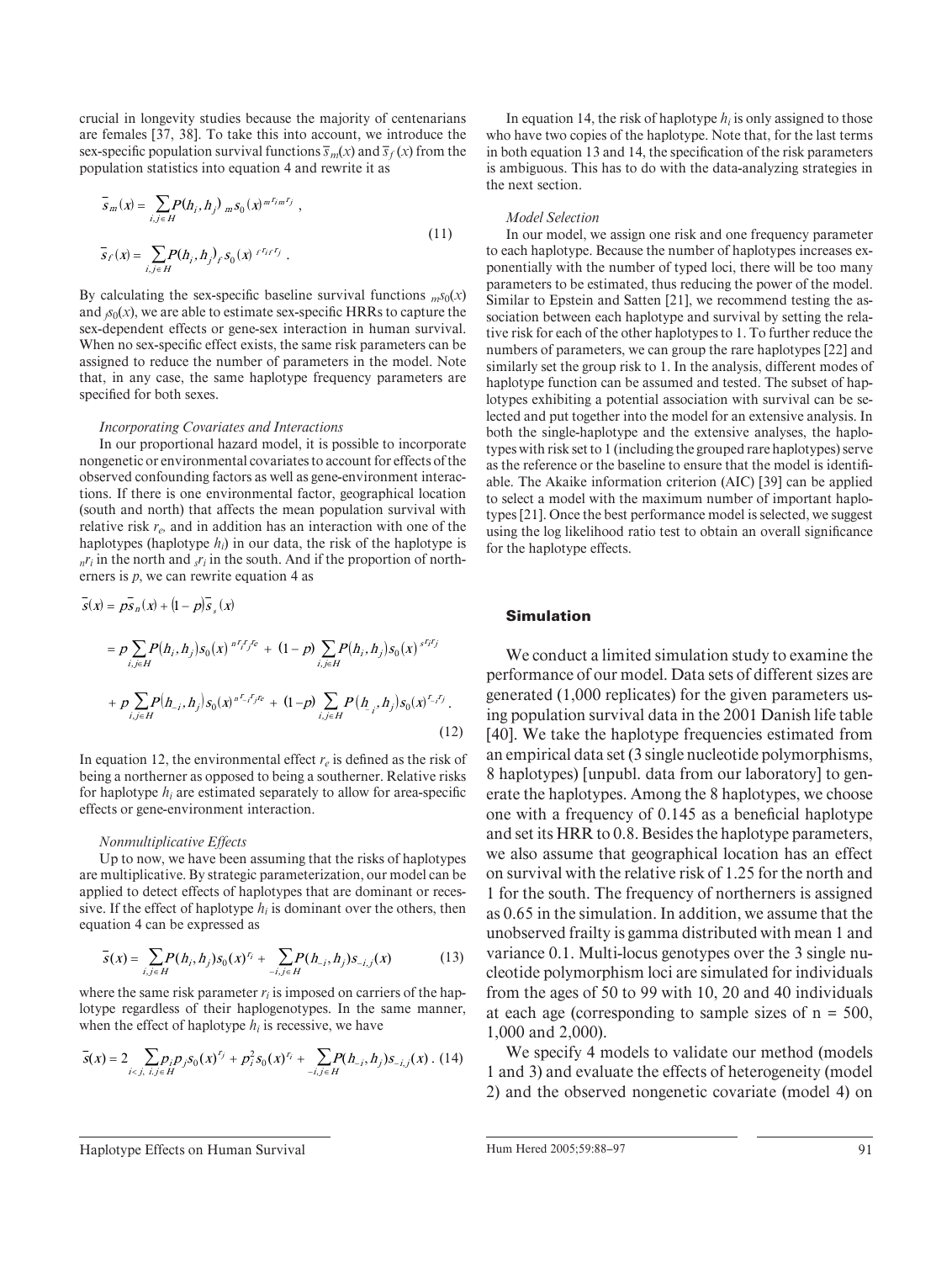crucial in longevity studies because the majority of centenarians are females [37, 38]. To take this into account, we introduce the sex-specific population survival functions $\bar{s}_m(x)$ and $\bar{s}_f(x)$ from the population statistics into equation 4 and rewrite it as

$$\bar{s}_m(x) = \sum_{i,j \in H} P(h_i, h_j)\ {}_m s_0(x)^{{}_m r_i {}_m r_j},$$
$$\bar{s}_f(x) = \sum_{i,j \in H} P(h_i, h_j)_f\, s_0(x)^{{}_f r_i {}_f r_j}. \tag{11}$$

By calculating the sex-specific baseline survival functions ${}_m s_0(x)$ and ${}_f s_0(x)$, we are able to estimate sex-specific HRRs to capture the sex-dependent effects or gene-sex interaction in human survival. When no sex-specific effect exists, the same risk parameters can be assigned to reduce the number of parameters in the model. Note that, in any case, the same haplotype frequency parameters are specified for both sexes.

*Incorporating Covariates and Interactions*

In our proportional hazard model, it is possible to incorporate nongenetic or environmental covariates to account for effects of the observed confounding factors as well as gene-environment interactions. If there is one environmental factor, geographical location (south and north) that affects the mean population survival with relative risk $r_e$, and in addition has an interaction with one of the haplotypes (haplotype $h_i$) in our data, the risk of the haplotype is ${}_n r_i$ in the north and ${}_s r_i$ in the south. And if the proportion of northerners is $p$, we can rewrite equation 4 as

$$\begin{aligned}\bar{s}(x) &= p\bar{s}_n(x) + (1-p)\bar{s}_s(x)\\ &= p\sum_{i,j \in H} P(h_i, h_j) s_0(x)^{{}_n r_i r_j r_e} + (1-p)\sum_{i,j \in H} P(h_i, h_j) s_0(x)^{{}_s r_i r_j}\\ &+ p\sum_{i,j \in H} P(h_{-i}, h_j) s_0(x)^{{}_n r_{-i} r_j r_e} + (1-p)\sum_{i,j \in H} P(h_{-i}, h_j) s_0(x)^{r_{-i} r_j}.\end{aligned} \tag{12}$$

In equation 12, the environmental effect $r_e$ is defined as the risk of being a northerner as opposed to being a southerner. Relative risks for haplotype $h_i$ are estimated separately to allow for area-specific effects or gene-environment interaction.

*Nonmultiplicative Effects*

Up to now, we have been assuming that the risks of haplotypes are multiplicative. By strategic parameterization, our model can be applied to detect effects of haplotypes that are dominant or recessive. If the effect of haplotype $h_i$ is dominant over the others, then equation 4 can be expressed as

$$\bar{s}(x) = \sum_{i,j \in H} P(h_i, h_j) s_0(x)^{r_i} + \sum_{-i,j \in H} P(h_{-i}, h_j) s_{-i,j}(x) \tag{13}$$

where the same risk parameter $r_i$ is imposed on carriers of the haplotype regardless of their haplogenotypes. In the same manner, when the effect of haplotype $h_i$ is recessive, we have

$$\bar{s}(x) = 2\sum_{i<j,\ i,j \in H} p_i p_j s_0(x)^{r_j} + p_i^2 s_0(x)^{r_i} + \sum_{-i,j \in H} P(h_{-i}, h_j) s_{-i,j}(x). \tag{14}$$

In equation 14, the risk of haplotype $h_i$ is only assigned to those who have two copies of the haplotype. Note that, for the last terms in both equation 13 and 14, the specification of the risk parameters is ambiguous. This has to do with the data-analyzing strategies in the next section.

*Model Selection*

In our model, we assign one risk and one frequency parameter to each haplotype. Because the number of haplotypes increases exponentially with the number of typed loci, there will be too many parameters to be estimated, thus reducing the power of the model. Similar to Epstein and Satten [21], we recommend testing the association between each haplotype and survival by setting the relative risk for each of the other haplotypes to 1. To further reduce the numbers of parameters, we can group the rare haplotypes [22] and similarly set the group risk to 1. In the analysis, different modes of haplotype function can be assumed and tested. The subset of haplotypes exhibiting a potential association with survival can be selected and put together into the model for an extensive analysis. In both the single-haplotype and the extensive analyses, the haplotypes with risk set to 1 (including the grouped rare haplotypes) serve as the reference or the baseline to ensure that the model is identifiable. The Akaike information criterion (AIC) [39] can be applied to select a model with the maximum number of important haplotypes [21]. Once the best performance model is selected, we suggest using the log likelihood ratio test to obtain an overall significance for the haplotype effects.

## Simulation

We conduct a limited simulation study to examine the performance of our model. Data sets of different sizes are generated (1,000 replicates) for the given parameters using population survival data in the 2001 Danish life table [40]. We take the haplotype frequencies estimated from an empirical data set (3 single nucleotide polymorphisms, 8 haplotypes) [unpubl. data from our laboratory] to generate the haplotypes. Among the 8 haplotypes, we choose one with a frequency of 0.145 as a beneficial haplotype and set its HRR to 0.8. Besides the haplotype parameters, we also assume that geographical location has an effect on survival with the relative risk of 1.25 for the north and 1 for the south. The frequency of northerners is assigned as 0.65 in the simulation. In addition, we assume that the unobserved frailty is gamma distributed with mean 1 and variance 0.1. Multi-locus genotypes over the 3 single nucleotide polymorphism loci are simulated for individuals from the ages of 50 to 99 with 10, 20 and 40 individuals at each age (corresponding to sample sizes of n = 500, 1,000 and 2,000).

We specify 4 models to validate our method (models 1 and 3) and evaluate the effects of heterogeneity (model 2) and the observed nongenetic covariate (model 4) on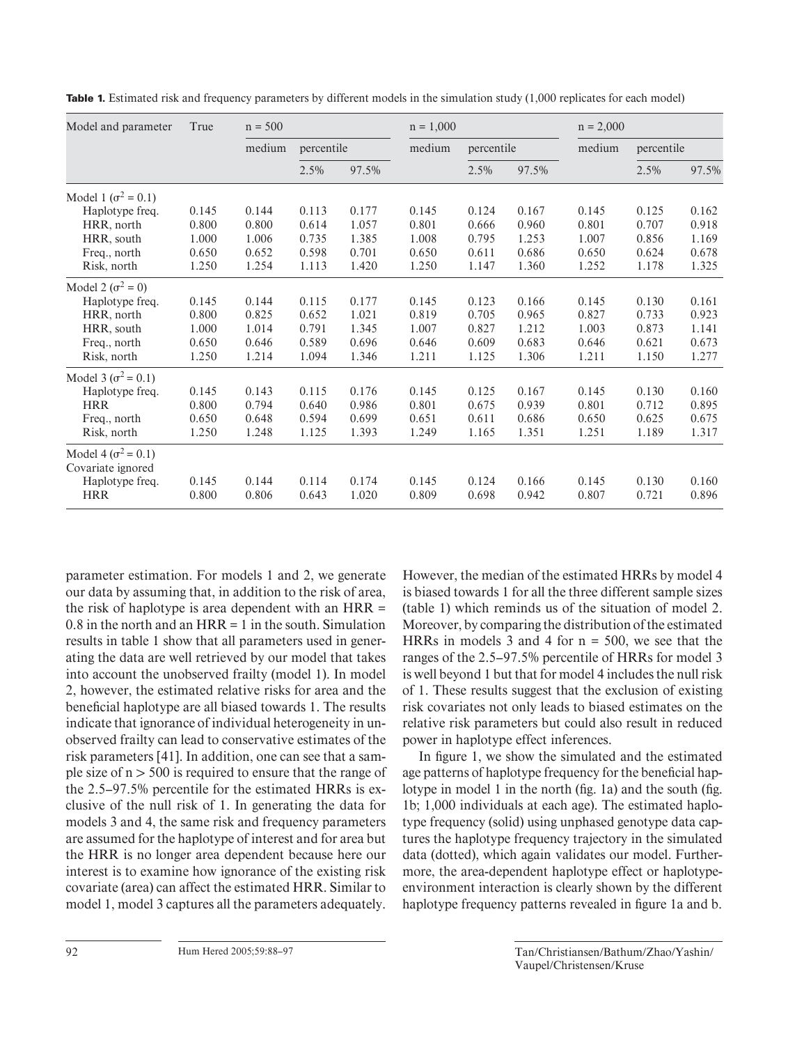**Table 1.** Estimated risk and frequency parameters by different models in the simulation study (1,000 replicates for each model)

| Model and parameter | True | n = 500 | | | n = 1,000 | | | n = 2,000 | | |
|---|---|---|---|---|---|---|---|---|---|---|
| | | medium | percentile | | medium | percentile | | medium | percentile | |
| | | | 2.5% | 97.5% | | 2.5% | 97.5% | | 2.5% | 97.5% |
| Model 1 ($\sigma^2 = 0.1$) | | | | | | | | | | |
| Haplotype freq. | 0.145 | 0.144 | 0.113 | 0.177 | 0.145 | 0.124 | 0.167 | 0.145 | 0.125 | 0.162 |
| HRR, north | 0.800 | 0.800 | 0.614 | 1.057 | 0.801 | 0.666 | 0.960 | 0.801 | 0.707 | 0.918 |
| HRR, south | 1.000 | 1.006 | 0.735 | 1.385 | 1.008 | 0.795 | 1.253 | 1.007 | 0.856 | 1.169 |
| Freq., north | 0.650 | 0.652 | 0.598 | 0.701 | 0.650 | 0.611 | 0.686 | 0.650 | 0.624 | 0.678 |
| Risk, north | 1.250 | 1.254 | 1.113 | 1.420 | 1.250 | 1.147 | 1.360 | 1.252 | 1.178 | 1.325 |
| Model 2 ($\sigma^2 = 0$) | | | | | | | | | | |
| Haplotype freq. | 0.145 | 0.144 | 0.115 | 0.177 | 0.145 | 0.123 | 0.166 | 0.145 | 0.130 | 0.161 |
| HRR, north | 0.800 | 0.825 | 0.652 | 1.021 | 0.819 | 0.705 | 0.965 | 0.827 | 0.733 | 0.923 |
| HRR, south | 1.000 | 1.014 | 0.791 | 1.345 | 1.007 | 0.827 | 1.212 | 1.003 | 0.873 | 1.141 |
| Freq., north | 0.650 | 0.646 | 0.589 | 0.696 | 0.646 | 0.609 | 0.683 | 0.646 | 0.621 | 0.673 |
| Risk, north | 1.250 | 1.214 | 1.094 | 1.346 | 1.211 | 1.125 | 1.306 | 1.211 | 1.150 | 1.277 |
| Model 3 ($\sigma^2 = 0.1$) | | | | | | | | | | |
| Haplotype freq. | 0.145 | 0.143 | 0.115 | 0.176 | 0.145 | 0.125 | 0.167 | 0.145 | 0.130 | 0.160 |
| HRR | 0.800 | 0.794 | 0.640 | 0.986 | 0.801 | 0.675 | 0.939 | 0.801 | 0.712 | 0.895 |
| Freq., north | 0.650 | 0.648 | 0.594 | 0.699 | 0.651 | 0.611 | 0.686 | 0.650 | 0.625 | 0.675 |
| Risk, north | 1.250 | 1.248 | 1.125 | 1.393 | 1.249 | 1.165 | 1.351 | 1.251 | 1.189 | 1.317 |
| Model 4 ($\sigma^2 = 0.1$) | | | | | | | | | | |
| Covariate ignored | | | | | | | | | | |
| Haplotype freq. | 0.145 | 0.144 | 0.114 | 0.174 | 0.145 | 0.124 | 0.166 | 0.145 | 0.130 | 0.160 |
| HRR | 0.800 | 0.806 | 0.643 | 1.020 | 0.809 | 0.698 | 0.942 | 0.807 | 0.721 | 0.896 |

parameter estimation. For models 1 and 2, we generate our data by assuming that, in addition to the risk of area, the risk of haplotype is area dependent with an HRR = 0.8 in the north and an HRR = 1 in the south. Simulation results in table 1 show that all parameters used in generating the data are well retrieved by our model that takes into account the unobserved frailty (model 1). In model 2, however, the estimated relative risks for area and the beneficial haplotype are all biased towards 1. The results indicate that ignorance of individual heterogeneity in unobserved frailty can lead to conservative estimates of the risk parameters [41]. In addition, one can see that a sample size of $n > 500$ is required to ensure that the range of the 2.5–97.5% percentile for the estimated HRRs is exclusive of the null risk of 1. In generating the data for models 3 and 4, the same risk and frequency parameters are assumed for the haplotype of interest and for area but the HRR is no longer area dependent because here our interest is to examine how ignorance of the existing risk covariate (area) can affect the estimated HRR. Similar to model 1, model 3 captures all the parameters adequately. However, the median of the estimated HRRs by model 4 is biased towards 1 for all the three different sample sizes (table 1) which reminds us of the situation of model 2. Moreover, by comparing the distribution of the estimated HRRs in models 3 and 4 for n = 500, we see that the ranges of the 2.5–97.5% percentile of HRRs for model 3 is well beyond 1 but that for model 4 includes the null risk of 1. These results suggest that the exclusion of existing risk covariates not only leads to biased estimates on the relative risk parameters but could also result in reduced power in haplotype effect inferences.

In figure 1, we show the simulated and the estimated age patterns of haplotype frequency for the beneficial haplotype in model 1 in the north (fig. 1a) and the south (fig. 1b; 1,000 individuals at each age). The estimated haplotype frequency (solid) using unphased genotype data captures the haplotype frequency trajectory in the simulated data (dotted), which again validates our model. Furthermore, the area-dependent haplotype effect or haplotype-environment interaction is clearly shown by the different haplotype frequency patterns revealed in figure 1a and b.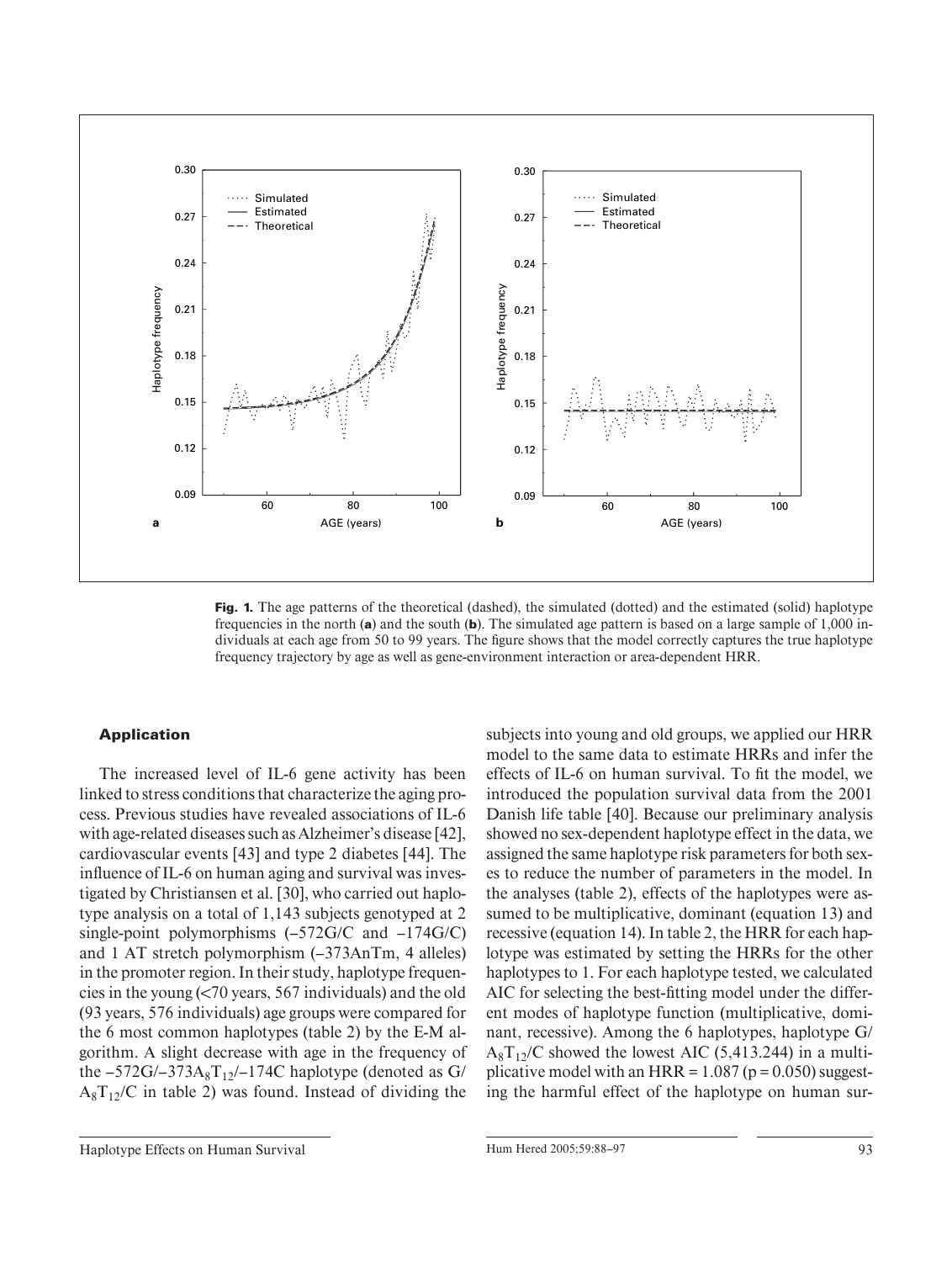**Fig. 1.** The age patterns of the theoretical (dashed), the simulated (dotted) and the estimated (solid) haplotype frequencies in the north (**a**) and the south (**b**). The simulated age pattern is based on a large sample of 1,000 individuals at each age from 50 to 99 years. The figure shows that the model correctly captures the true haplotype frequency trajectory by age as well as gene-environment interaction or area-dependent HRR.

## Application

The increased level of IL-6 gene activity has been linked to stress conditions that characterize the aging process. Previous studies have revealed associations of IL-6 with age-related diseases such as Alzheimer's disease [42], cardiovascular events [43] and type 2 diabetes [44]. The influence of IL-6 on human aging and survival was investigated by Christiansen et al. [30], who carried out haplotype analysis on a total of 1,143 subjects genotyped at 2 single-point polymorphisms (–572G/C and –174G/C) and 1 AT stretch polymorphism (–373AnTm, 4 alleles) in the promoter region. In their study, haplotype frequencies in the young (<70 years, 567 individuals) and the old (93 years, 576 individuals) age groups were compared for the 6 most common haplotypes (table 2) by the E-M algorithm. A slight decrease with age in the frequency of the $-572G/-373A_8T_{12}/-174C$ haplotype (denoted as $G/A_8T_{12}/C$ in table 2) was found. Instead of dividing the subjects into young and old groups, we applied our HRR model to the same data to estimate HRRs and infer the effects of IL-6 on human survival. To fit the model, we introduced the population survival data from the 2001 Danish life table [40]. Because our preliminary analysis showed no sex-dependent haplotype effect in the data, we assigned the same haplotype risk parameters for both sexes to reduce the number of parameters in the model. In the analyses (table 2), effects of the haplotypes were assumed to be multiplicative, dominant (equation 13) and recessive (equation 14). In table 2, the HRR for each haplotype was estimated by setting the HRRs for the other haplotypes to 1. For each haplotype tested, we calculated AIC for selecting the best-fitting model under the different modes of haplotype function (multiplicative, dominant, recessive). Among the 6 haplotypes, haplotype $G/A_8T_{12}/C$ showed the lowest AIC (5,413.244) in a multiplicative model with an HRR = 1.087 ($p = 0.050$) suggesting the harmful effect of the haplotype on human sur-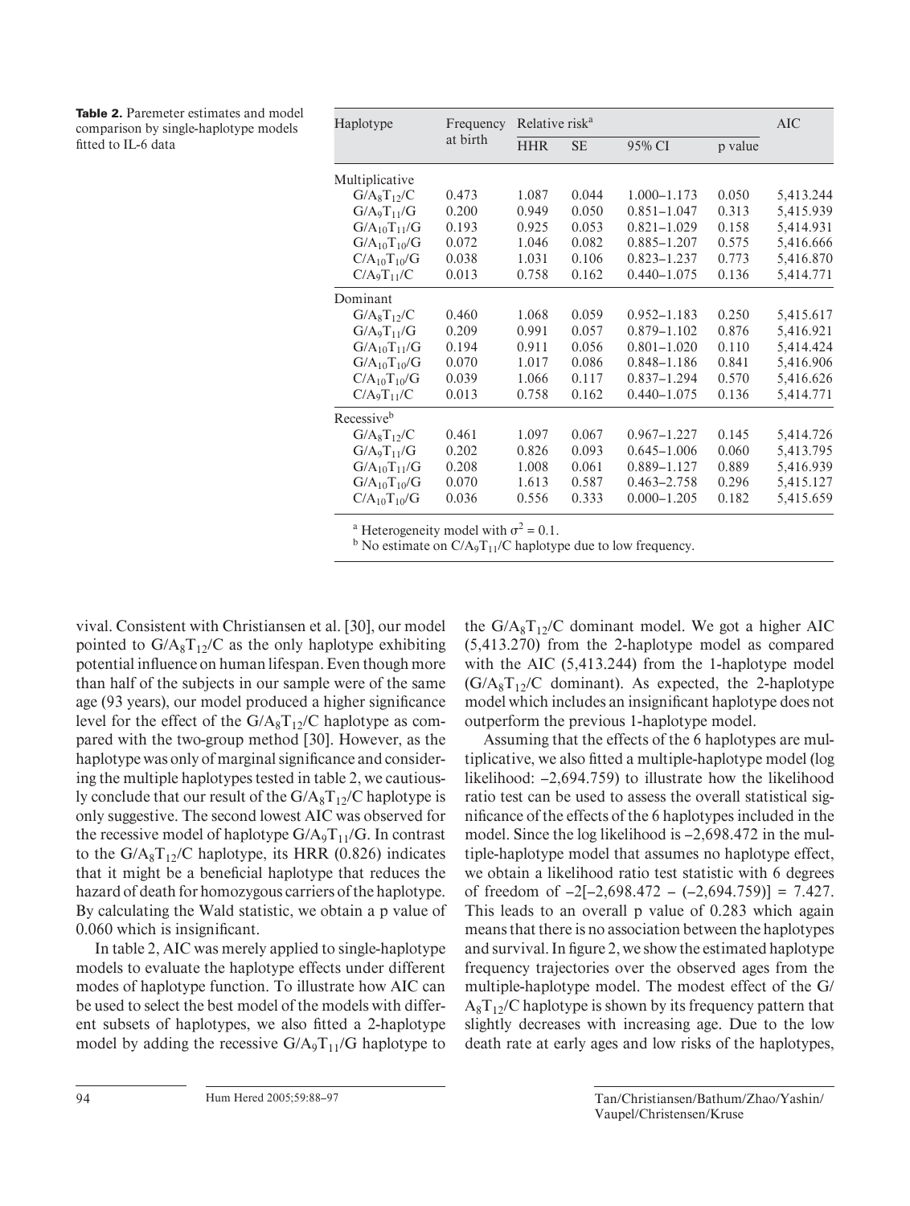**Table 2.** Paremeter estimates and model comparison by single-haplotype models fitted to IL-6 data

| Haplotype | Frequency at birth | Relative risk[a] | | | | AIC |
|---|---|---|---|---|---|---|
| | | HHR | SE | 95% CI | p value | |
| Multiplicative | | | | | | |
| $G/A_8T_{12}/C$ | 0.473 | 1.087 | 0.044 | 1.000–1.173 | 0.050 | 5,413.244 |
| $G/A_9T_{11}/G$ | 0.200 | 0.949 | 0.050 | 0.851–1.047 | 0.313 | 5,415.939 |
| $G/A_{10}T_{11}/G$ | 0.193 | 0.925 | 0.053 | 0.821–1.029 | 0.158 | 5,414.931 |
| $G/A_{10}T_{10}/G$ | 0.072 | 1.046 | 0.082 | 0.885–1.207 | 0.575 | 5,416.666 |
| $C/A_{10}T_{10}/G$ | 0.038 | 1.031 | 0.106 | 0.823–1.237 | 0.773 | 5,416.870 |
| $C/A_9T_{11}/C$ | 0.013 | 0.758 | 0.162 | 0.440–1.075 | 0.136 | 5,414.771 |
| Dominant | | | | | | |
| $G/A_8T_{12}/C$ | 0.460 | 1.068 | 0.059 | 0.952–1.183 | 0.250 | 5,415.617 |
| $G/A_9T_{11}/G$ | 0.209 | 0.991 | 0.057 | 0.879–1.102 | 0.876 | 5,416.921 |
| $G/A_{10}T_{11}/G$ | 0.194 | 0.911 | 0.056 | 0.801–1.020 | 0.110 | 5,414.424 |
| $G/A_{10}T_{10}/G$ | 0.070 | 1.017 | 0.086 | 0.848–1.186 | 0.841 | 5,416.906 |
| $C/A_{10}T_{10}/G$ | 0.039 | 1.066 | 0.117 | 0.837–1.294 | 0.570 | 5,416.626 |
| $C/A_9T_{11}/C$ | 0.013 | 0.758 | 0.162 | 0.440–1.075 | 0.136 | 5,414.771 |
| Recessive[b] | | | | | | |
| $G/A_8T_{12}/C$ | 0.461 | 1.097 | 0.067 | 0.967–1.227 | 0.145 | 5,414.726 |
| $G/A_9T_{11}/G$ | 0.202 | 0.826 | 0.093 | 0.645–1.006 | 0.060 | 5,413.795 |
| $G/A_{10}T_{11}/G$ | 0.208 | 1.008 | 0.061 | 0.889–1.127 | 0.889 | 5,416.939 |
| $G/A_{10}T_{10}/G$ | 0.070 | 1.613 | 0.587 | 0.463–2.758 | 0.296 | 5,415.127 |
| $C/A_{10}T_{10}/G$ | 0.036 | 0.556 | 0.333 | 0.000–1.205 | 0.182 | 5,415.659 |

[a] Heterogeneity model with $\sigma^2 = 0.1$.
[b] No estimate on $C/A_9T_{11}/C$ haplotype due to low frequency.

vival. Consistent with Christiansen et al. [30], our model pointed to $G/A_8T_{12}/C$ as the only haplotype exhibiting potential influence on human lifespan. Even though more than half of the subjects in our sample were of the same age (93 years), our model produced a higher significance level for the effect of the $G/A_8T_{12}/C$ haplotype as compared with the two-group method [30]. However, as the haplotype was only of marginal significance and considering the multiple haplotypes tested in table 2, we cautiously conclude that our result of the $G/A_8T_{12}/C$ haplotype is only suggestive. The second lowest AIC was observed for the recessive model of haplotype $G/A_9T_{11}/G$. In contrast to the $G/A_8T_{12}/C$ haplotype, its HRR (0.826) indicates that it might be a beneficial haplotype that reduces the hazard of death for homozygous carriers of the haplotype. By calculating the Wald statistic, we obtain a p value of 0.060 which is insignificant.

In table 2, AIC was merely applied to single-haplotype models to evaluate the haplotype effects under different modes of haplotype function. To illustrate how AIC can be used to select the best model of the models with different subsets of haplotypes, we also fitted a 2-haplotype model by adding the recessive $G/A_9T_{11}/G$ haplotype to the $G/A_8T_{12}/C$ dominant model. We got a higher AIC (5,413.270) from the 2-haplotype model as compared with the AIC (5,413.244) from the 1-haplotype model ($G/A_8T_{12}/C$ dominant). As expected, the 2-haplotype model which includes an insignificant haplotype does not outperform the previous 1-haplotype model.

Assuming that the effects of the 6 haplotypes are multiplicative, we also fitted a multiple-haplotype model (log likelihood: –2,694.759) to illustrate how the likelihood ratio test can be used to assess the overall statistical significance of the effects of the 6 haplotypes included in the model. Since the log likelihood is –2,698.472 in the multiple-haplotype model that assumes no haplotype effect, we obtain a likelihood ratio test statistic with 6 degrees of freedom of $-2[-2{,}698.472 - (-2{,}694.759)] = 7.427$. This leads to an overall p value of 0.283 which again means that there is no association between the haplotypes and survival. In figure 2, we show the estimated haplotype frequency trajectories over the observed ages from the multiple-haplotype model. The modest effect of the $G/A_8T_{12}/C$ haplotype is shown by its frequency pattern that slightly decreases with increasing age. Due to the low death rate at early ages and low risks of the haplotypes,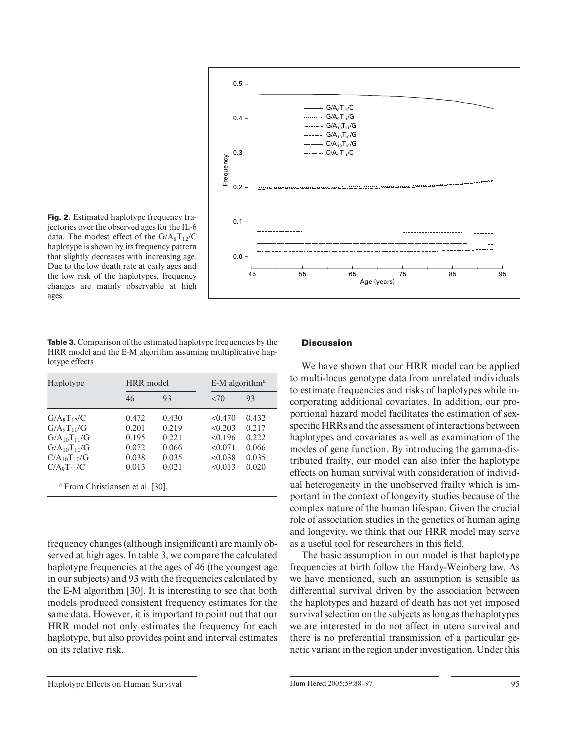**Fig. 2.** Estimated haplotype frequency trajectories over the observed ages for the IL-6 data. The modest effect of the $G/A_8T_{12}/C$ haplotype is shown by its frequency pattern that slightly decreases with increasing age. Due to the low death rate at early ages and the low risk of the haplotypes, frequency changes are mainly observable at high ages.

frequency changes (although insignificant) are mainly observed at high ages. In table 3, we compare the calculated haplotype frequencies at the ages of 46 (the youngest age in our subjects) and 93 with the frequencies calculated by the E-M algorithm [30]. It is interesting to see that both models produced consistent frequency estimates for the same data. However, it is important to point out that our HRR model not only estimates the frequency for each haplotype, but also provides point and interval estimates on its relative risk.

**Table 3.** Comparison of the estimated haplotype frequencies by the HRR model and the E-M algorithm assuming multiplicative haplotype effects

| Haplotype | HRR model | | E-M algorithm[a] | |
|---|---|---|---|---|
| | 46 | 93 | <70 | 93 |
| $G/A_8T_{12}/C$ | 0.472 | 0.430 | <0.470 | 0.432 |
| $G/A_9T_{11}/G$ | 0.201 | 0.219 | <0.203 | 0.217 |
| $G/A_{10}T_{11}/G$ | 0.195 | 0.221 | <0.196 | 0.222 |
| $G/A_{10}T_{10}/G$ | 0.072 | 0.066 | <0.071 | 0.066 |
| $C/A_{10}T_{10}/G$ | 0.038 | 0.035 | <0.038 | 0.035 |
| $C/A_9T_{11}/C$ | 0.013 | 0.021 | <0.013 | 0.020 |

[a] From Christiansen et al. [30].

## Discussion

We have shown that our HRR model can be applied to multi-locus genotype data from unrelated individuals to estimate frequencies and risks of haplotypes while incorporating additional covariates. In addition, our proportional hazard model facilitates the estimation of sex-specific HRRs and the assessment of interactions between haplotypes and covariates as well as examination of the modes of gene function. By introducing the gamma-distributed frailty, our model can also infer the haplotype effects on human survival with consideration of individual heterogeneity in the unobserved frailty which is important in the context of longevity studies because of the complex nature of the human lifespan. Given the crucial role of association studies in the genetics of human aging and longevity, we think that our HRR model may serve as a useful tool for researchers in this field.

The basic assumption in our model is that haplotype frequencies at birth follow the Hardy-Weinberg law. As we have mentioned, such an assumption is sensible as differential survival driven by the association between the haplotypes and hazard of death has not yet imposed survival selection on the subjects as long as the haplotypes we are interested in do not affect in utero survival and there is no preferential transmission of a particular genetic variant in the region under investigation. Under this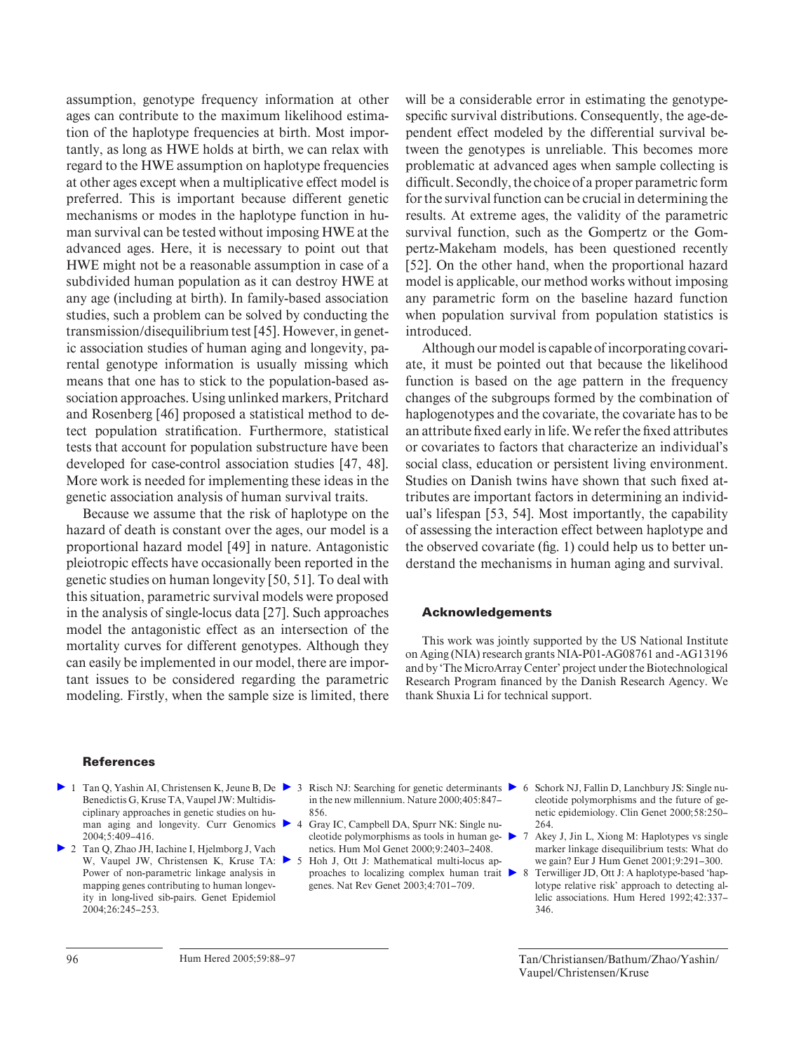assumption, genotype frequency information at other ages can contribute to the maximum likelihood estimation of the haplotype frequencies at birth. Most importantly, as long as HWE holds at birth, we can relax with regard to the HWE assumption on haplotype frequencies at other ages except when a multiplicative effect model is preferred. This is important because different genetic mechanisms or modes in the haplotype function in human survival can be tested without imposing HWE at the advanced ages. Here, it is necessary to point out that HWE might not be a reasonable assumption in case of a subdivided human population as it can destroy HWE at any age (including at birth). In family-based association studies, such a problem can be solved by conducting the transmission/disequilibrium test [45]. However, in genetic association studies of human aging and longevity, parental genotype information is usually missing which means that one has to stick to the population-based association approaches. Using unlinked markers, Pritchard and Rosenberg [46] proposed a statistical method to detect population stratification. Furthermore, statistical tests that account for population substructure have been developed for case-control association studies [47, 48]. More work is needed for implementing these ideas in the genetic association analysis of human survival traits.

Because we assume that the risk of haplotype on the hazard of death is constant over the ages, our model is a proportional hazard model [49] in nature. Antagonistic pleiotropic effects have occasionally been reported in the genetic studies on human longevity [50, 51]. To deal with this situation, parametric survival models were proposed in the analysis of single-locus data [27]. Such approaches model the antagonistic effect as an intersection of the mortality curves for different genotypes. Although they can easily be implemented in our model, there are important issues to be considered regarding the parametric modeling. Firstly, when the sample size is limited, there will be a considerable error in estimating the genotype-specific survival distributions. Consequently, the age-dependent effect modeled by the differential survival between the genotypes is unreliable. This becomes more problematic at advanced ages when sample collecting is difficult. Secondly, the choice of a proper parametric form for the survival function can be crucial in determining the results. At extreme ages, the validity of the parametric survival function, such as the Gompertz or the Gompertz-Makeham models, has been questioned recently [52]. On the other hand, when the proportional hazard model is applicable, our method works without imposing any parametric form on the baseline hazard function when population survival from population statistics is introduced.

Although our model is capable of incorporating covariate, it must be pointed out that because the likelihood function is based on the age pattern in the frequency changes of the subgroups formed by the combination of haplogenotypes and the covariate, the covariate has to be an attribute fixed early in life. We refer the fixed attributes or covariates to factors that characterize an individual's social class, education or persistent living environment. Studies on Danish twins have shown that such fixed attributes are important factors in determining an individual's lifespan [53, 54]. Most importantly, the capability of assessing the interaction effect between haplotype and the observed covariate (fig. 1) could help us to better understand the mechanisms in human aging and survival.

## Acknowledgements

This work was jointly supported by the US National Institute on Aging (NIA) research grants NIA-P01-AG08761 and -AG13196 and by 'The MicroArray Center' project under the Biotechnological Research Program financed by the Danish Research Agency. We thank Shuxia Li for technical support.

## References

1. Tan Q, Yashin AI, Christensen K, Jeune B, De Benedictis G, Kruse TA, Vaupel JW: Multidisciplinary approaches in genetic studies on human aging and longevity. Curr Genomics 2004;5:409–416.
2. Tan Q, Zhao JH, Iachine I, Hjelmborg J, Vach W, Vaupel JW, Christensen K, Kruse TA: Power of non-parametric linkage analysis in mapping genes contributing to human longevity in long-lived sib-pairs. Genet Epidemiol 2004;26:245–253.
3. Risch NJ: Searching for genetic determinants in the new millennium. Nature 2000;405:847–856.
4. Gray IC, Campbell DA, Spurr NK: Single nucleotide polymorphisms as tools in human genetics. Hum Mol Genet 2000;9:2403–2408.
5. Hoh J, Ott J: Mathematical multi-locus approaches to localizing complex human trait genes. Nat Rev Genet 2003;4:701–709.
6. Schork NJ, Fallin D, Lanchbury JS: Single nucleotide polymorphisms and the future of genetic epidemiology. Clin Genet 2000;58:250–264.
7. Akey J, Jin L, Xiong M: Haplotypes vs single marker linkage disequilibrium tests: What do we gain? Eur J Hum Genet 2001;9:291–300.
8. Terwilliger JD, Ott J: A haplotype-based 'haplotype relative risk' approach to detecting allelic associations. Hum Hered 1992;42:337–346.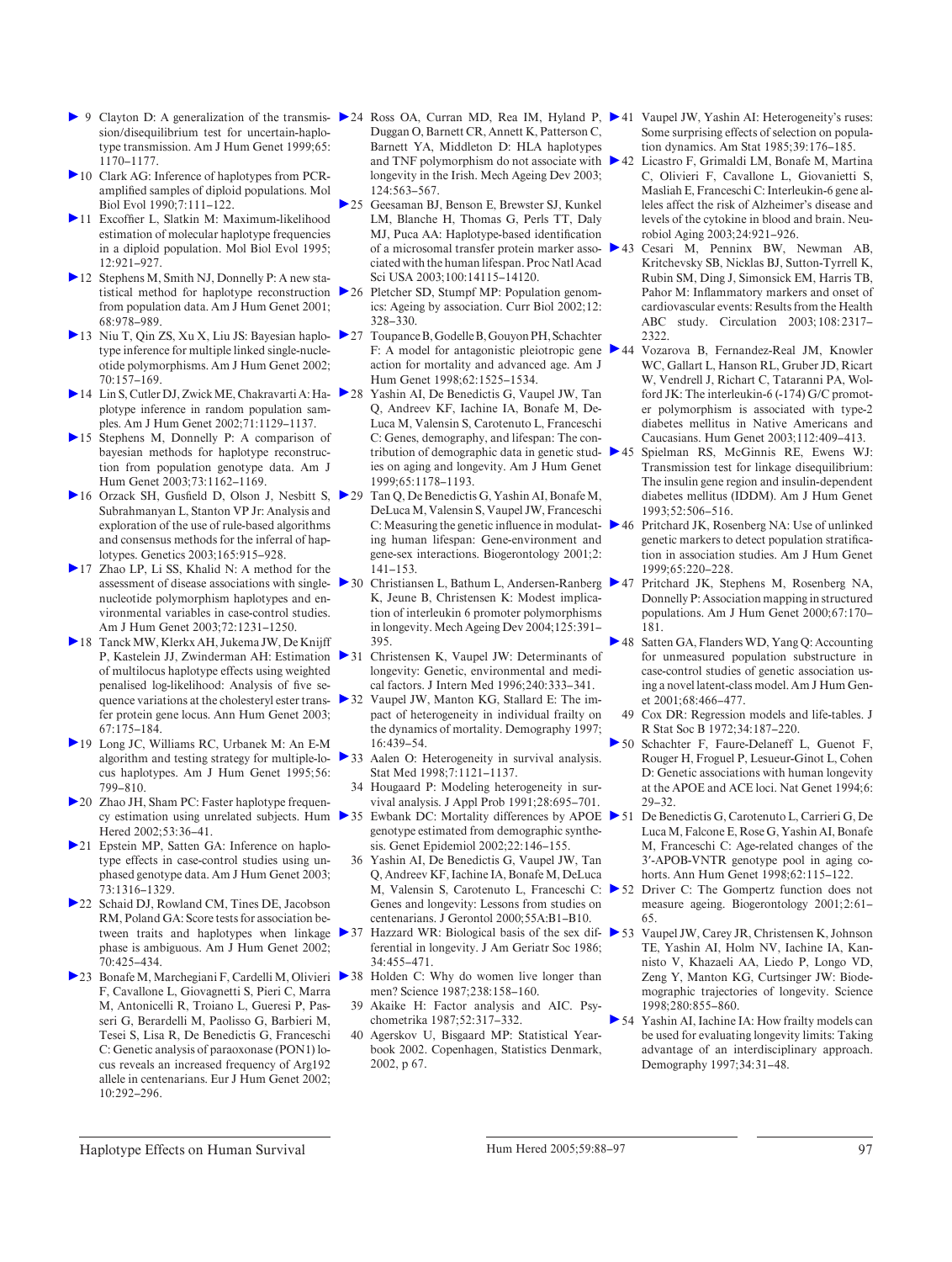9 Clayton D: A generalization of the transmission/disequilibrium test for uncertain-haplotype transmission. Am J Hum Genet 1999;65: 1170–1177.

10 Clark AG: Inference of haplotypes from PCR-amplified samples of diploid populations. Mol Biol Evol 1990;7:111–122.

11 Excoffier L, Slatkin M: Maximum-likelihood estimation of molecular haplotype frequencies in a diploid population. Mol Biol Evol 1995; 12:921–927.

12 Stephens M, Smith NJ, Donnelly P: A new statistical method for haplotype reconstruction from population data. Am J Hum Genet 2001; 68:978–989.

13 Niu T, Qin ZS, Xu X, Liu JS: Bayesian haplotype inference for multiple linked single-nucleotide polymorphisms. Am J Hum Genet 2002; 70:157–169.

14 Lin S, Cutler DJ, Zwick ME, Chakravarti A: Haplotype inference in random population samples. Am J Hum Genet 2002;71:1129–1137.

15 Stephens M, Donnelly P: A comparison of bayesian methods for haplotype reconstruction from population genotype data. Am J Hum Genet 2003;73:1162–1169.

16 Orzack SH, Gusfield D, Olson J, Nesbitt S, Subrahmanyan L, Stanton VP Jr: Analysis and exploration of the use of rule-based algorithms and consensus methods for the inferral of haplotypes. Genetics 2003;165:915–928.

17 Zhao LP, Li SS, Khalid N: A method for the assessment of disease associations with single-nucleotide polymorphism haplotypes and environmental variables in case-control studies. Am J Hum Genet 2003;72:1231–1250.

18 Tanck MW, Klerkx AH, Jukema JW, De Knijff P, Kastelein JJ, Zwinderman AH: Estimation of multilocus haplotype effects using weighted penalised log-likelihood: Analysis of five sequence variations at the cholesteryl ester transfer protein gene locus. Ann Hum Genet 2003; 67:175–184.

19 Long JC, Williams RC, Urbanek M: An E-M algorithm and testing strategy for multiple-locus haplotypes. Am J Hum Genet 1995;56: 799–810.

20 Zhao JH, Sham PC: Faster haplotype frequency estimation using unrelated subjects. Hum Hered 2002;53:36–41.

21 Epstein MP, Satten GA: Inference on haplotype effects in case-control studies using unphased genotype data. Am J Hum Genet 2003; 73:1316–1329.

22 Schaid DJ, Rowland CM, Tines DE, Jacobson RM, Poland GA: Score tests for association between traits and haplotypes when linkage phase is ambiguous. Am J Hum Genet 2002; 70:425–434.

23 Bonafe M, Marchegiani F, Cardelli M, Olivieri F, Cavallone L, Giovagnetti S, Pieri C, Marra M, Antonicelli R, Troiano L, Gueresi P, Passeri G, Berardelli M, Paolisso G, Barbieri M, Tesei S, Lisa R, De Benedictis G, Franceschi C: Genetic analysis of paraoxonase (PON1) locus reveals an increased frequency of Arg192 allele in centenarians. Eur J Hum Genet 2002; 10:292–296.

24 Ross OA, Curran MD, Rea IM, Hyland P, Duggan O, Barnett CR, Annett K, Patterson C, Barnett YA, Middleton D: HLA haplotypes and TNF polymorphism do not associate with longevity in the Irish. Mech Ageing Dev 2003; 124:563–567.

25 Geesaman BJ, Benson E, Brewster SJ, Kunkel LM, Blanche H, Thomas G, Perls TT, Daly MJ, Puca AA: Haplotype-based identification of a microsomal transfer protein marker associated with the human lifespan. Proc Natl Acad Sci USA 2003;100:14115–14120.

26 Pletcher SD, Stumpf MP: Population genomics: Ageing by association. Curr Biol 2002;12: 328–330.

27 Toupance B, Godelle B, Gouyon PH, Schachter F: A model for antagonistic pleiotropic gene action for mortality and advanced age. Am J Hum Genet 1998;62:1525–1534.

28 Yashin AI, De Benedictis G, Vaupel JW, Tan Q, Andreev KF, Iachine IA, Bonafe M, DeLuca M, Valensin S, Carotenuto L, Franceschi C: Genes, demography, and lifespan: The contribution of demographic data in genetic studies on aging and longevity. Am J Hum Genet 1999;65:1178–1193.

29 Tan Q, De Benedictis G, Yashin AI, Bonafe M, DeLuca M, Valensin S, Vaupel JW, Franceschi C: Measuring the genetic influence in modulating human lifespan: Gene-environment and gene-sex interactions. Biogerontology 2001;2: 141–153.

30 Christiansen L, Bathum L, Andersen-Ranberg K, Jeune B, Christensen K: Modest implication of interleukin 6 promoter polymorphisms in longevity. Mech Ageing Dev 2004;125:391–395.

31 Christensen K, Vaupel JW: Determinants of longevity: Genetic, environmental and medical factors. J Intern Med 1996;240:333–341.

32 Vaupel JW, Manton KG, Stallard E: The impact of heterogeneity in individual frailty on the dynamics of mortality. Demography 1997; 16:439–54.

33 Aalen O: Heterogeneity in survival analysis. Stat Med 1998;7:1121–1137.

34 Hougaard P: Modeling heterogeneity in survival analysis. J Appl Prob 1991;28:695–701.

35 Ewbank DC: Mortality differences by APOE genotype estimated from demographic synthesis. Genet Epidemiol 2002;22:146–155.

36 Yashin AI, De Benedictis G, Vaupel JW, Tan Q, Andreev KF, Iachine IA, Bonafe M, DeLuca M, Valensin S, Carotenuto L, Franceschi C: Genes and longevity: Lessons from studies on centenarians. J Gerontol 2000;55A:B1–B10.

37 Hazzard WR: Biological basis of the sex differential in longevity. J Am Geriatr Soc 1986; 34:455–471.

38 Holden C: Why do women live longer than men? Science 1987;238:158–160.

39 Akaike H: Factor analysis and AIC. Psychometrika 1987;52:317–332.

40 Agerskov U, Bisgaard MP: Statistical Yearbook 2002. Copenhagen, Statistics Denmark, 2002, p 67.

41 Vaupel JW, Yashin AI: Heterogeneity's ruses: Some surprising effects of selection on population dynamics. Am Stat 1985;39:176–185.

42 Licastro F, Grimaldi LM, Bonafe M, Martina C, Olivieri F, Cavallone L, Giovanietti S, Masliah E, Franceschi C: Interleukin-6 gene alleles affect the risk of Alzheimer's disease and levels of the cytokine in blood and brain. Neurobiol Aging 2003;24:921–926.

43 Cesari M, Penninx BW, Newman AB, Kritchevsky SB, Nicklas BJ, Sutton-Tyrrell K, Rubin SM, Ding J, Simonsick EM, Harris TB, Pahor M: Inflammatory markers and onset of cardiovascular events: Results from the Health ABC study. Circulation 2003;108:2317–2322.

44 Vozarova B, Fernandez-Real JM, Knowler WC, Gallart L, Hanson RL, Gruber JD, Ricart W, Vendrell J, Richart C, Tataranni PA, Wolford JK: The interleukin-6 (-174) G/C promoter polymorphism is associated with type-2 diabetes mellitus in Native Americans and Caucasians. Hum Genet 2003;112:409–413.

45 Spielman RS, McGinnis RE, Ewens WJ: Transmission test for linkage disequilibrium: The insulin gene region and insulin-dependent diabetes mellitus (IDDM). Am J Hum Genet 1993;52:506–516.

46 Pritchard JK, Rosenberg NA: Use of unlinked genetic markers to detect population stratification in association studies. Am J Hum Genet 1999;65:220–228.

47 Pritchard JK, Stephens M, Rosenberg NA, Donnelly P: Association mapping in structured populations. Am J Hum Genet 2000;67:170–181.

48 Satten GA, Flanders WD, Yang Q: Accounting for unmeasured population substructure in case-control studies of genetic association using a novel latent-class model. Am J Hum Genet 2001;68:466–477.

49 Cox DR: Regression models and life-tables. J R Stat Soc B 1972;34:187–220.

50 Schachter F, Faure-Delaneff L, Guenot F, Rouger H, Froguel P, Lesueur-Ginot L, Cohen D: Genetic associations with human longevity at the APOE and ACE loci. Nat Genet 1994;6: 29–32.

51 De Benedictis G, Carotenuto L, Carrieri G, De Luca M, Falcone E, Rose G, Yashin AI, Bonafe M, Franceschi C: Age-related changes of the 3′-APOB-VNTR genotype pool in aging cohorts. Ann Hum Genet 1998;62:115–122.

52 Driver C: The Gompertz function does not measure ageing. Biogerontology 2001;2:61–65.

53 Vaupel JW, Carey JR, Christensen K, Johnson TE, Yashin AI, Holm NV, Iachine IA, Kannisto V, Khazaeli AA, Liedo P, Longo VD, Zeng Y, Manton KG, Curtsinger JW: Biodemographic trajectories of longevity. Science 1998;280:855–860.

54 Yashin AI, Iachine IA: How frailty models can be used for evaluating longevity limits: Taking advantage of an interdisciplinary approach. Demography 1997;34:31–48.